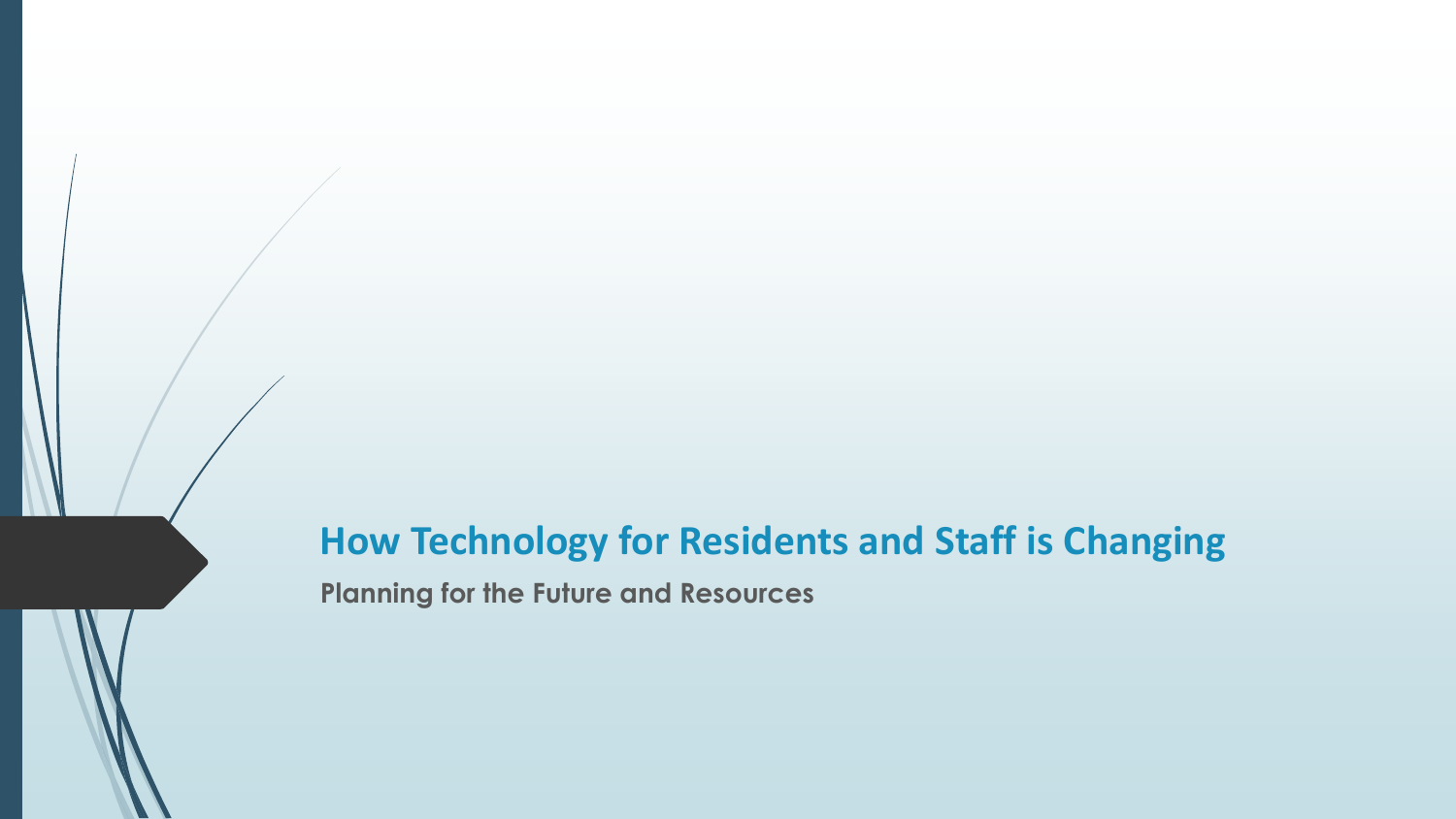# How Technology for Residents and Staff is Changing

**Planning for the Future and Resources**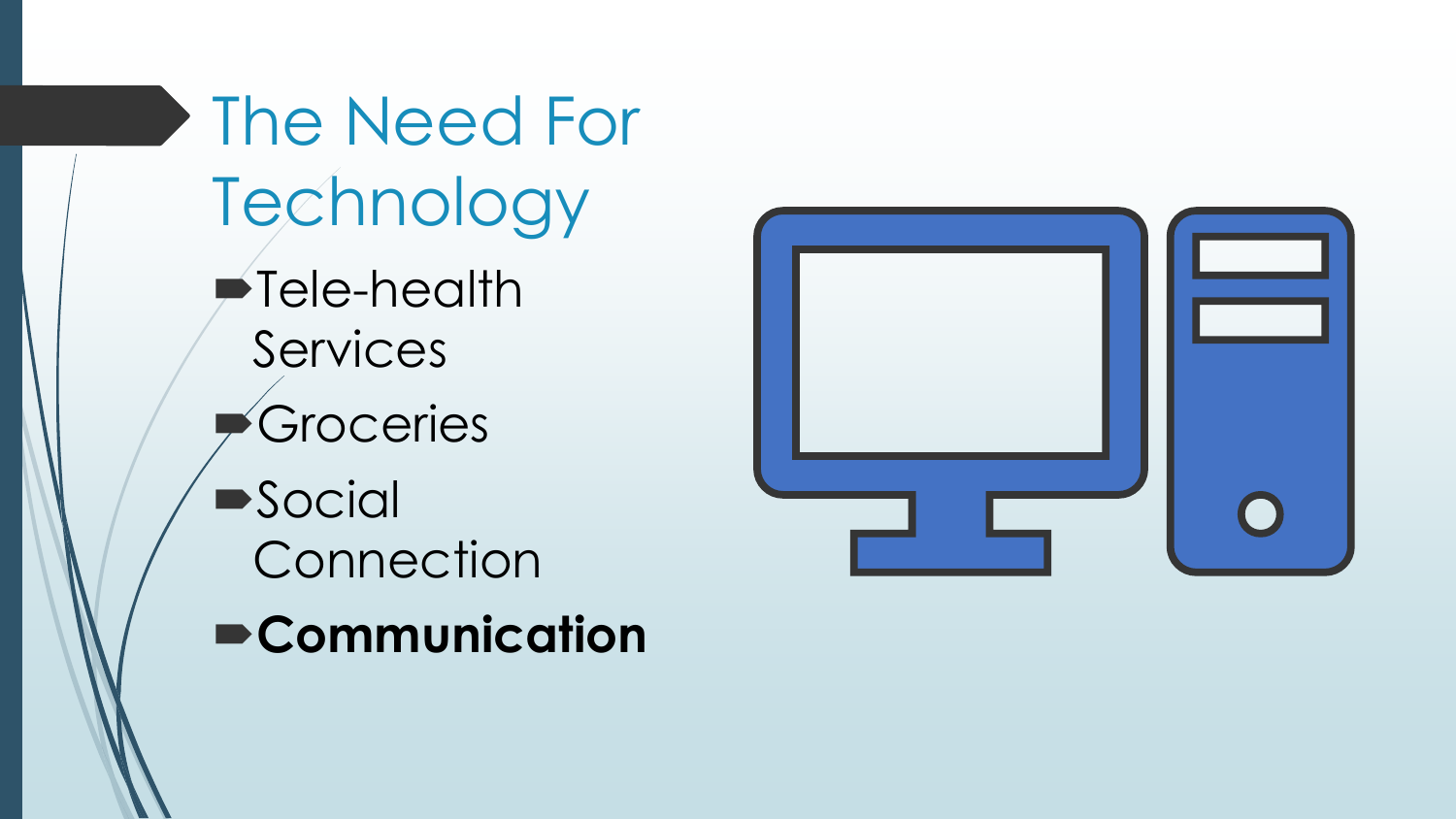# The Need For Technology

- Tele-health Services
- Groceries
- Social Connection
- **Communication**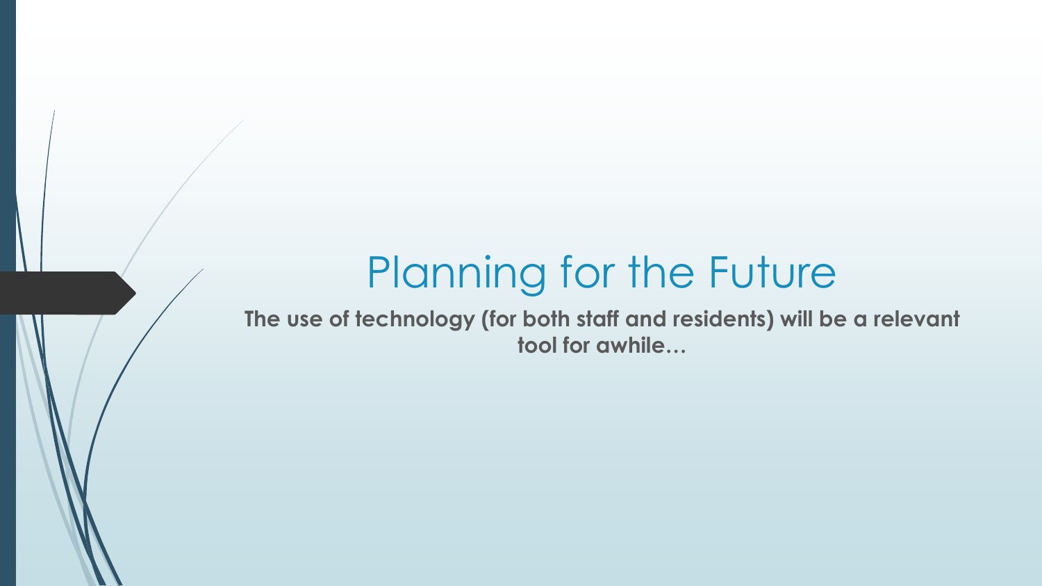# Planning for the Future

**The use of technology (for both staff and residents) will be a relevant tool for awhile…**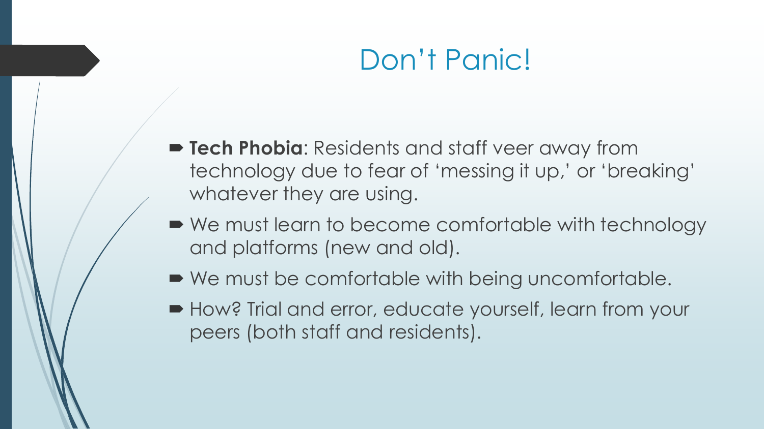# Don't Panic!

- **Tech Phobia**: Residents and staff veer away from technology due to fear of 'messing it up,' or 'breaking' whatever they are using.
- We must learn to become comfortable with technology and platforms (new and old).
- We must be comfortable with being uncomfortable.
- How? Trial and error, educate yourself, learn from your peers (both staff and residents).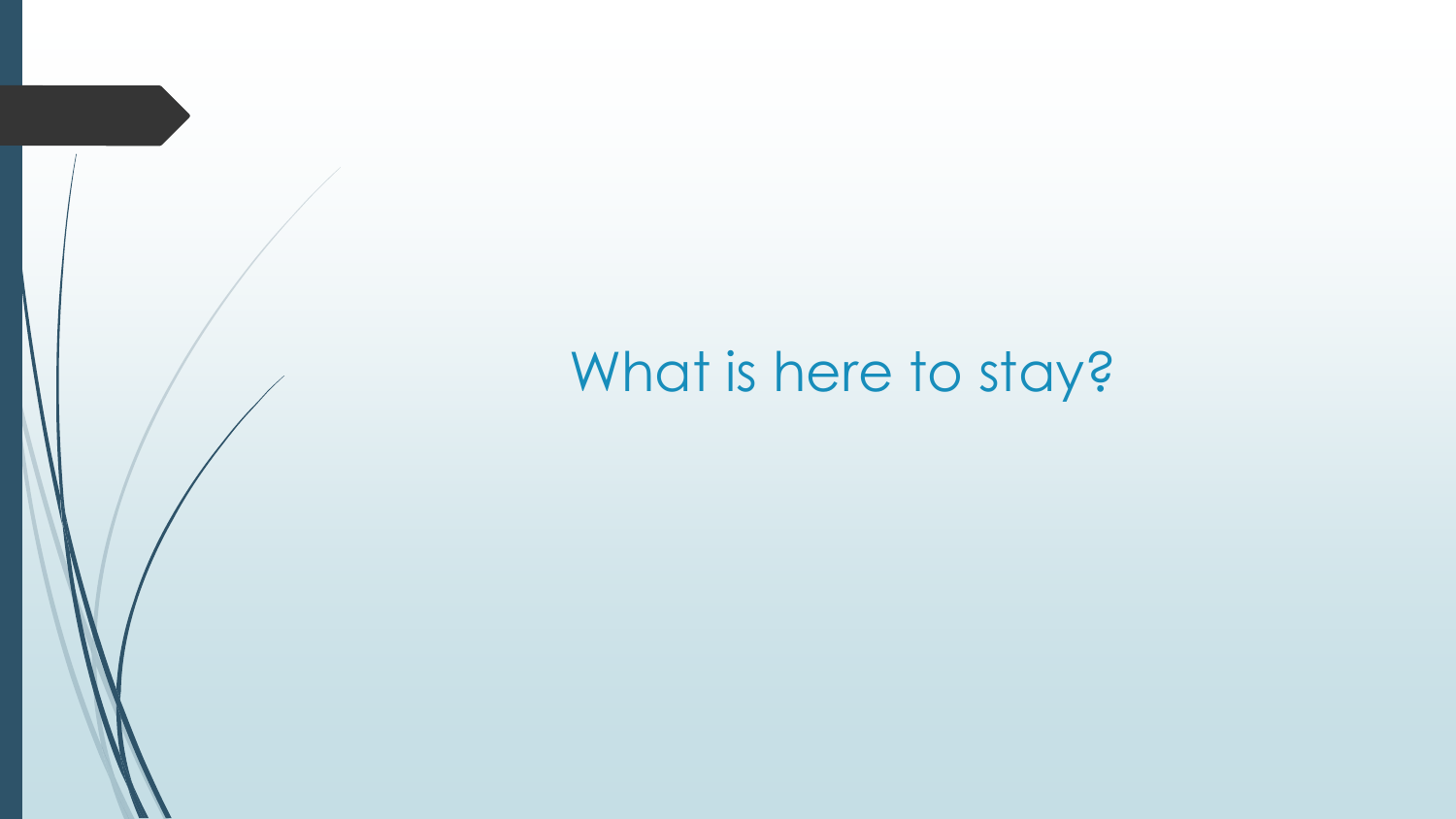# What is here to stay?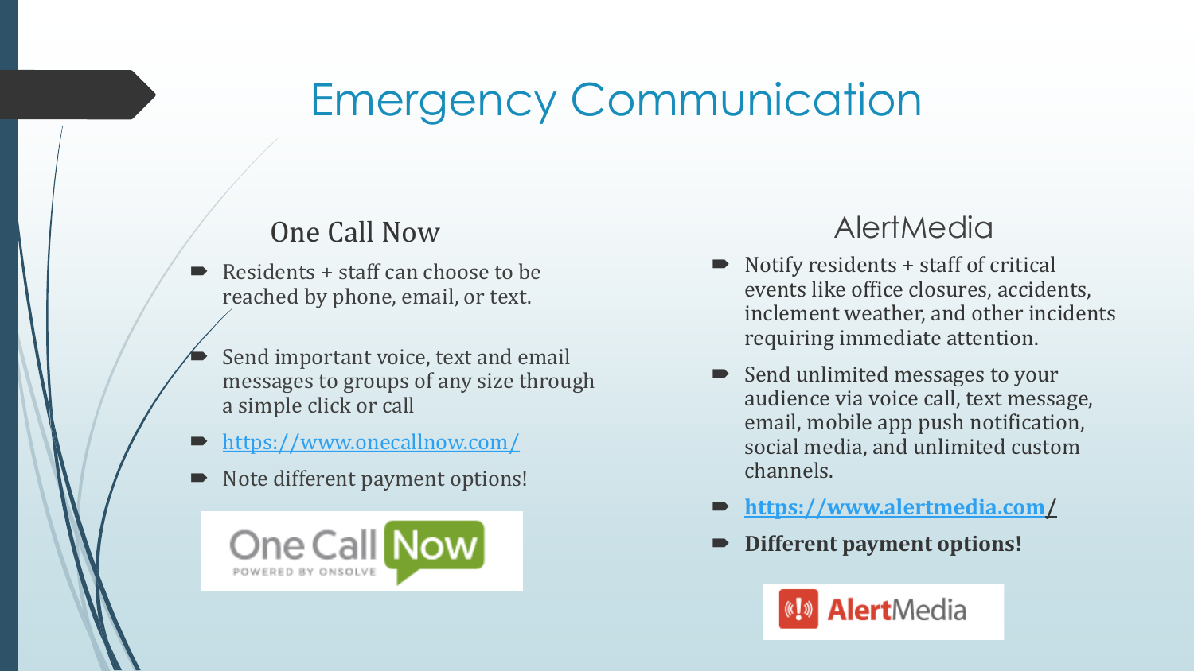# Emergency Communication

## One Call Now

- Residents + staff can choose to be reached by phone, email, or text.
- Send important voice, text and email messages to groups of any size through a simple click or call
- https://www.onecallnow.com/
- Note different payment options!

## AlertMedia

- Notify residents + staff of critical events like office closures, accidents, inclement weather, and other incidents requiring immediate attention.
- Send unlimited messages to your audience via voice call, text message, email, mobile app push notification, social media, and unlimited custom channels.
- **https://www.alertmedia.com/**
- **Different payment options!**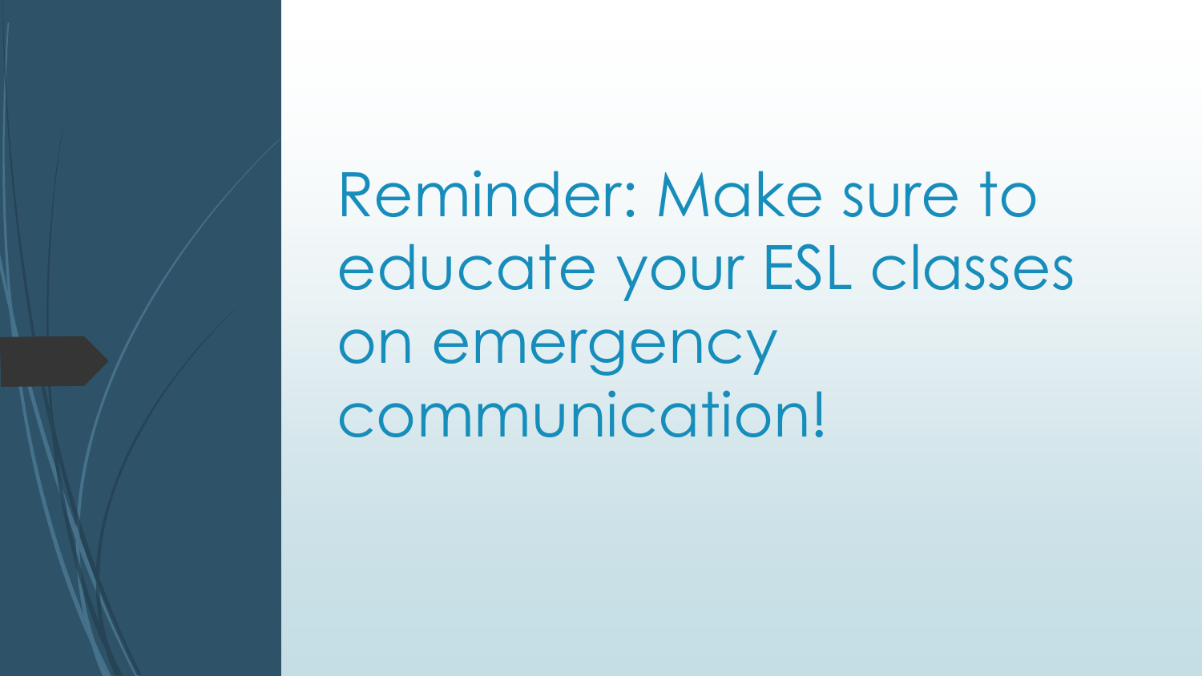Reminder: Make sure to educate your ESL classes on emergency communication!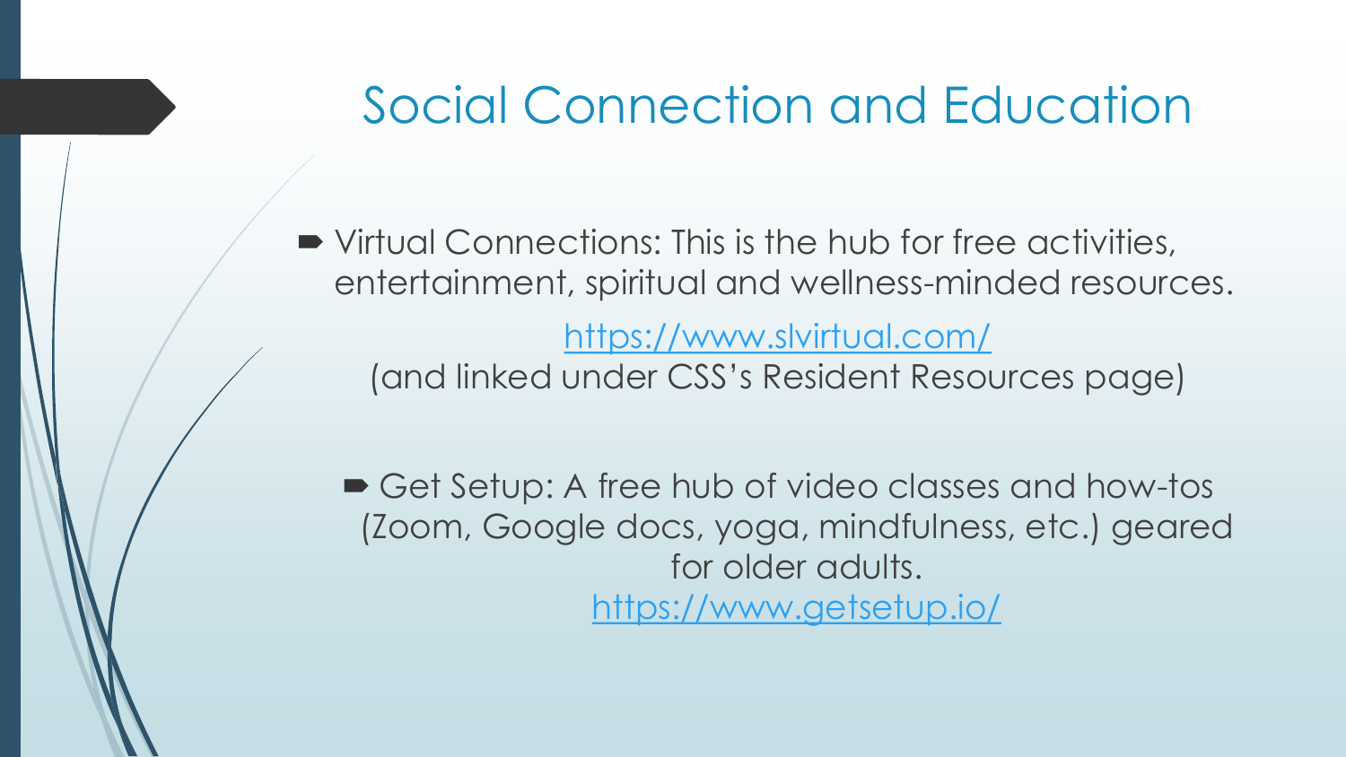# Social Connection and Education

- Virtual Connections: This is the hub for free activities, entertainment, spiritual and wellness-minded resources.

  https://www.slvirtual.com/
  (and linked under CSS's Resident Resources page)

- Get Setup: A free hub of video classes and how-tos (Zoom, Google docs, yoga, mindfulness, etc.) geared for older adults.
  https://www.getsetup.io/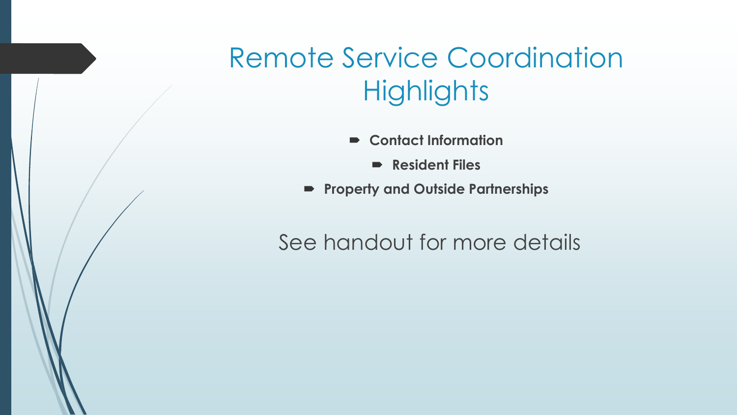# Remote Service Coordination Highlights

- **Contact Information**
- **Resident Files**
- **Property and Outside Partnerships**

See handout for more details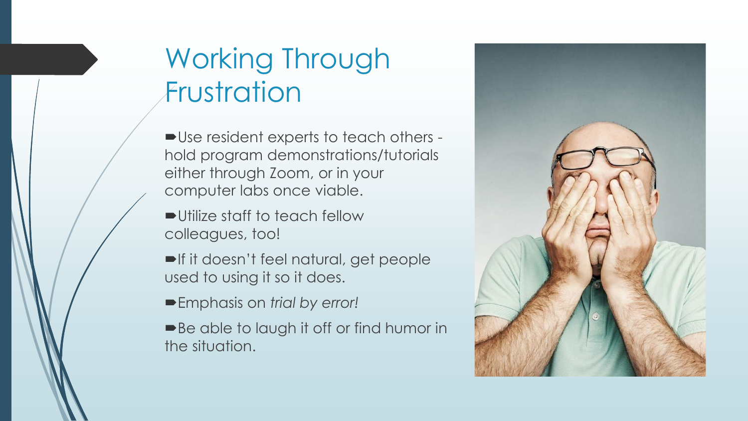# Working Through Frustration

- Use resident experts to teach others - hold program demonstrations/tutorials either through Zoom, or in your computer labs once viable.
- Utilize staff to teach fellow colleagues, too!
- If it doesn't feel natural, get people used to using it so it does.
- Emphasis on *trial by error!*
- Be able to laugh it off or find humor in the situation.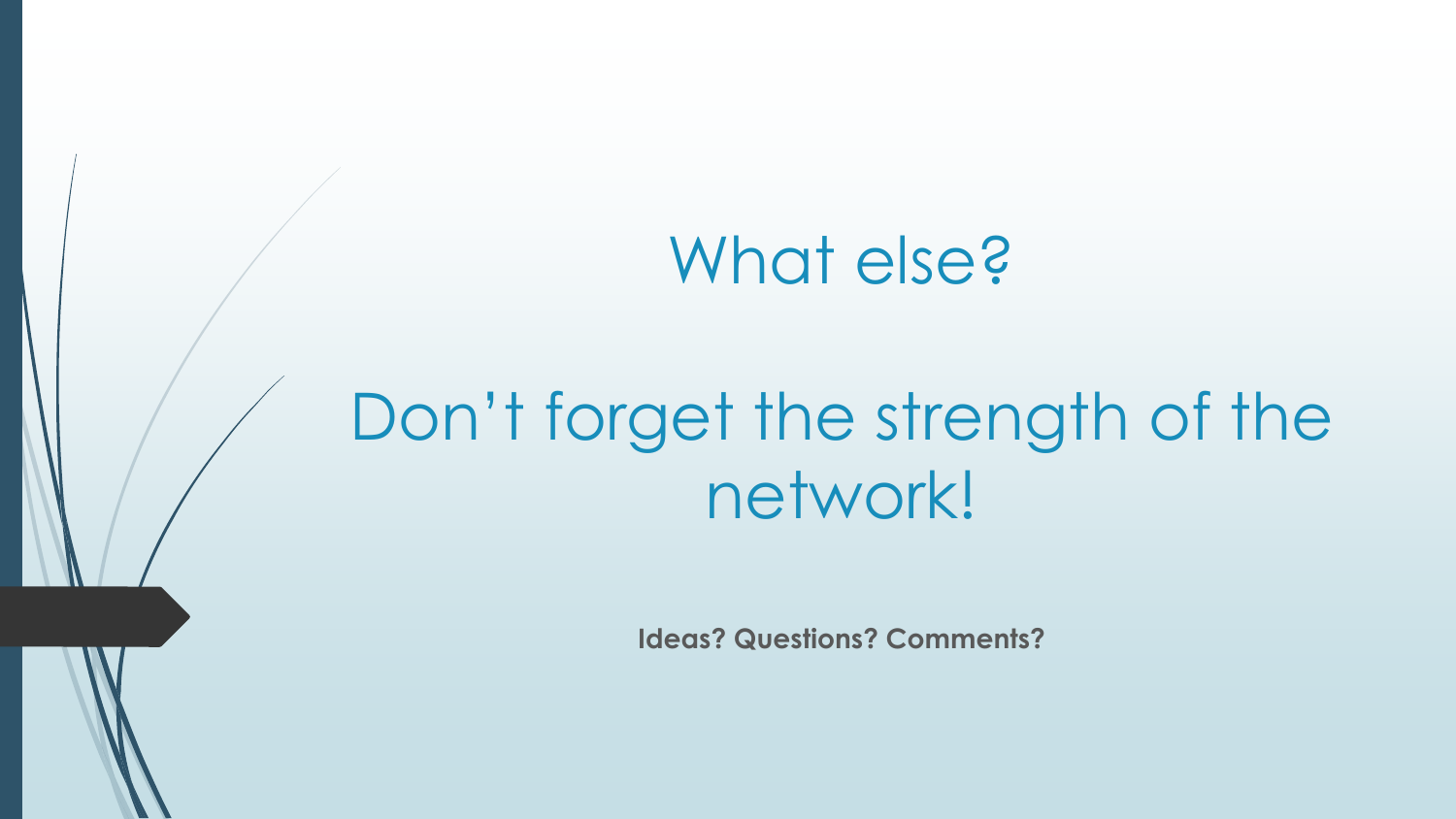# What else?

# Don't forget the strength of the network!

**Ideas? Questions? Comments?**